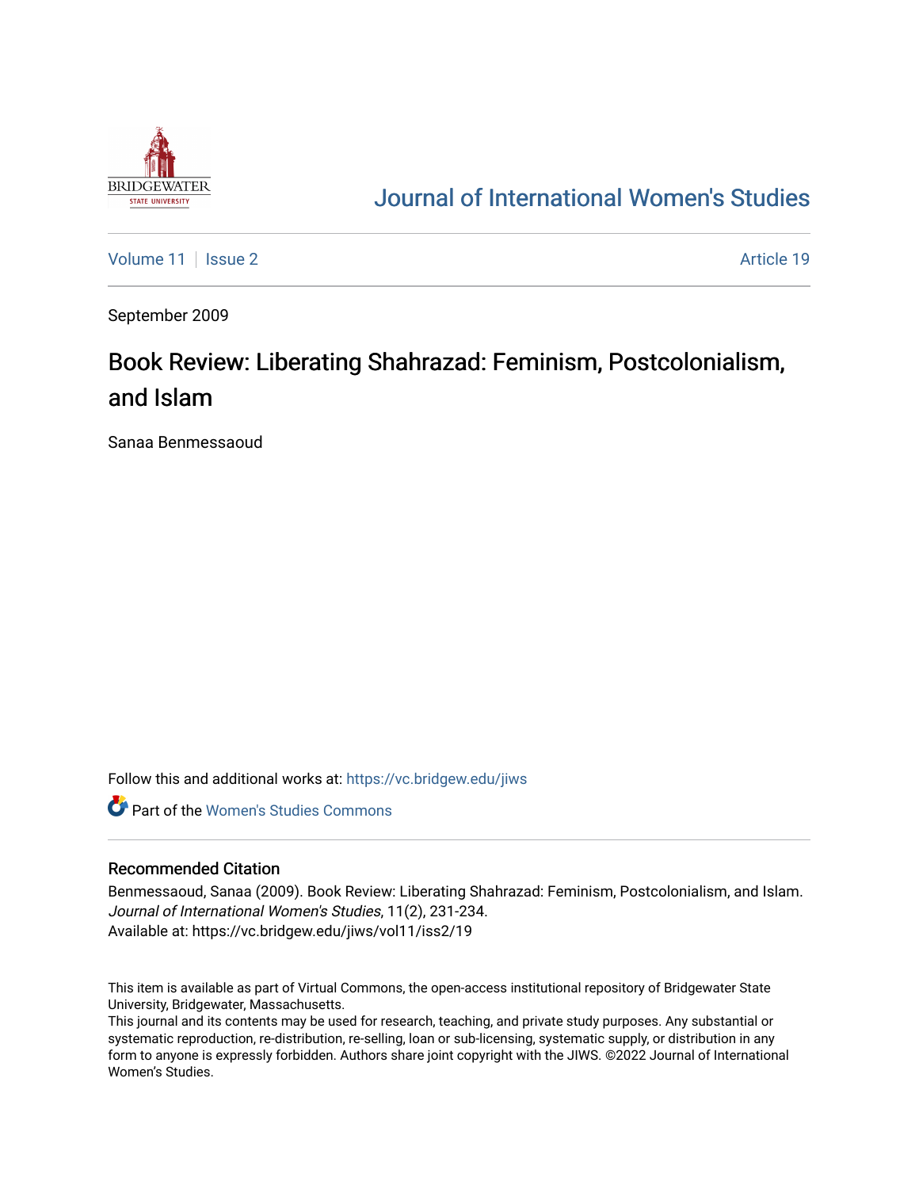# Journal of International Women's Studies

Volume 11 | Issue 2 | Article 19

September 2009

## Book Review: Liberating Shahrazad: Feminism, Postcolonialism, and Islam

Sanaa Benmessaoud

Follow this and additional works at: https://vc.bridgew.edu/jiws

Part of the Women's Studies Commons

### Recommended Citation

Benmessaoud, Sanaa (2009). Book Review: Liberating Shahrazad: Feminism, Postcolonialism, and Islam. *Journal of International Women's Studies*, 11(2), 231-234.
Available at: https://vc.bridgew.edu/jiws/vol11/iss2/19

This item is available as part of Virtual Commons, the open-access institutional repository of Bridgewater State University, Bridgewater, Massachusetts.
This journal and its contents may be used for research, teaching, and private study purposes. Any substantial or systematic reproduction, re-distribution, re-selling, loan or sub-licensing, systematic supply, or distribution in any form to anyone is expressly forbidden. Authors share joint copyright with the JIWS. ©2022 Journal of International Women's Studies.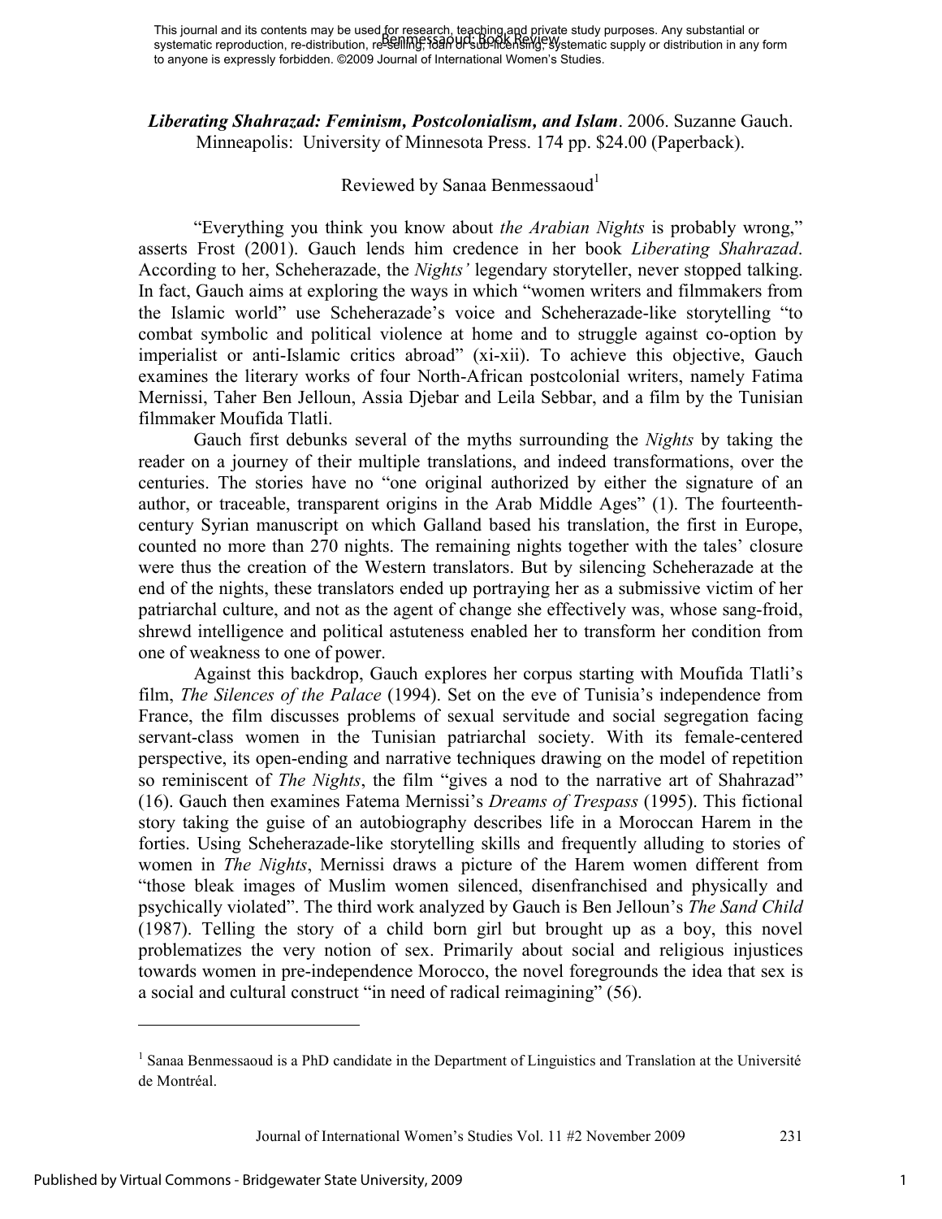This journal and its contents may be used for research, teaching and private study purposes. Any substantial or systematic reproduction, re-distribution, re-selling, loan or sub-licensing, systematic supply or distribution in any form to anyone is expressly forbidden. ©2009 Journal of International Women's Studies.

***Liberating Shahrazad: Feminism, Postcolonialism, and Islam*****. 2006. Suzanne Gauch. Minneapolis: University of Minnesota Press. 174 pp. $24.00 (Paperback).**

Reviewed by Sanaa Benmessaoud[1]

"Everything you think you know about *the Arabian Nights* is probably wrong," asserts Frost (2001). Gauch lends him credence in her book *Liberating Shahrazad*. According to her, Scheherazade, the *Nights'* legendary storyteller, never stopped talking. In fact, Gauch aims at exploring the ways in which "women writers and filmmakers from the Islamic world" use Scheherazade's voice and Scheherazade-like storytelling "to combat symbolic and political violence at home and to struggle against co-option by imperialist or anti-Islamic critics abroad" (xi-xii). To achieve this objective, Gauch examines the literary works of four North-African postcolonial writers, namely Fatima Mernissi, Taher Ben Jelloun, Assia Djebar and Leila Sebbar, and a film by the Tunisian filmmaker Moufida Tlatli.

Gauch first debunks several of the myths surrounding the *Nights* by taking the reader on a journey of their multiple translations, and indeed transformations, over the centuries. The stories have no "one original authorized by either the signature of an author, or traceable, transparent origins in the Arab Middle Ages" (1). The fourteenth-century Syrian manuscript on which Galland based his translation, the first in Europe, counted no more than 270 nights. The remaining nights together with the tales' closure were thus the creation of the Western translators. But by silencing Scheherazade at the end of the nights, these translators ended up portraying her as a submissive victim of her patriarchal culture, and not as the agent of change she effectively was, whose sang-froid, shrewd intelligence and political astuteness enabled her to transform her condition from one of weakness to one of power.

Against this backdrop, Gauch explores her corpus starting with Moufida Tlatli's film, *The Silences of the Palace* (1994). Set on the eve of Tunisia's independence from France, the film discusses problems of sexual servitude and social segregation facing servant-class women in the Tunisian patriarchal society. With its female-centered perspective, its open-ending and narrative techniques drawing on the model of repetition so reminiscent of *The Nights*, the film "gives a nod to the narrative art of Shahrazad" (16). Gauch then examines Fatema Mernissi's *Dreams of Trespass* (1995). This fictional story taking the guise of an autobiography describes life in a Moroccan Harem in the forties. Using Scheherazade-like storytelling skills and frequently alluding to stories of women in *The Nights*, Mernissi draws a picture of the Harem women different from "those bleak images of Muslim women silenced, disenfranchised and physically and psychically violated". The third work analyzed by Gauch is Ben Jelloun's *The Sand Child* (1987). Telling the story of a child born girl but brought up as a boy, this novel problematizes the very notion of sex. Primarily about social and religious injustices towards women in pre-independence Morocco, the novel foregrounds the idea that sex is a social and cultural construct "in need of radical reimagining" (56).

[1] Sanaa Benmessaoud is a PhD candidate in the Department of Linguistics and Translation at the Université de Montréal.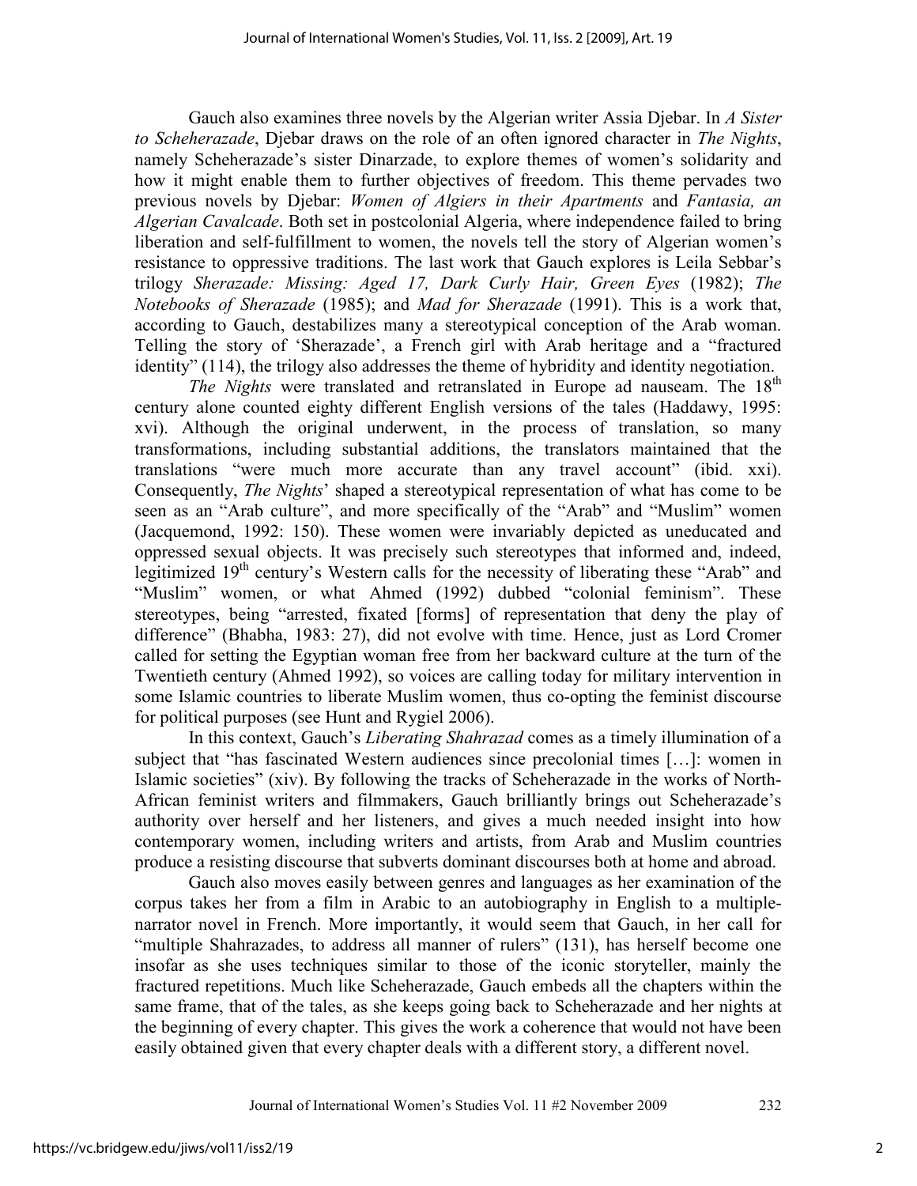Gauch also examines three novels by the Algerian writer Assia Djebar. In *A Sister to Scheherazade*, Djebar draws on the role of an often ignored character in *The Nights*, namely Scheherazade's sister Dinarzade, to explore themes of women's solidarity and how it might enable them to further objectives of freedom. This theme pervades two previous novels by Djebar: *Women of Algiers in their Apartments* and *Fantasia, an Algerian Cavalcade*. Both set in postcolonial Algeria, where independence failed to bring liberation and self-fulfillment to women, the novels tell the story of Algerian women's resistance to oppressive traditions. The last work that Gauch explores is Leila Sebbar's trilogy *Sherazade: Missing: Aged 17, Dark Curly Hair, Green Eyes* (1982); *The Notebooks of Sherazade* (1985); and *Mad for Sherazade* (1991). This is a work that, according to Gauch, destabilizes many a stereotypical conception of the Arab woman. Telling the story of 'Sherazade', a French girl with Arab heritage and a "fractured identity" (114), the trilogy also addresses the theme of hybridity and identity negotiation.

*The Nights* were translated and retranslated in Europe ad nauseam. The 18th century alone counted eighty different English versions of the tales (Haddawy, 1995: xvi). Although the original underwent, in the process of translation, so many transformations, including substantial additions, the translators maintained that the translations "were much more accurate than any travel account" (ibid. xxi). Consequently, *The Nights*' shaped a stereotypical representation of what has come to be seen as an "Arab culture", and more specifically of the "Arab" and "Muslim" women (Jacquemond, 1992: 150). These women were invariably depicted as uneducated and oppressed sexual objects. It was precisely such stereotypes that informed and, indeed, legitimized 19th century's Western calls for the necessity of liberating these "Arab" and "Muslim" women, or what Ahmed (1992) dubbed "colonial feminism". These stereotypes, being "arrested, fixated [forms] of representation that deny the play of difference" (Bhabha, 1983: 27), did not evolve with time. Hence, just as Lord Cromer called for setting the Egyptian woman free from her backward culture at the turn of the Twentieth century (Ahmed 1992), so voices are calling today for military intervention in some Islamic countries to liberate Muslim women, thus co-opting the feminist discourse for political purposes (see Hunt and Rygiel 2006).

In this context, Gauch's *Liberating Shahrazad* comes as a timely illumination of a subject that "has fascinated Western audiences since precolonial times […]: women in Islamic societies" (xiv). By following the tracks of Scheherazade in the works of North-African feminist writers and filmmakers, Gauch brilliantly brings out Scheherazade's authority over herself and her listeners, and gives a much needed insight into how contemporary women, including writers and artists, from Arab and Muslim countries produce a resisting discourse that subverts dominant discourses both at home and abroad.

Gauch also moves easily between genres and languages as her examination of the corpus takes her from a film in Arabic to an autobiography in English to a multiple-narrator novel in French. More importantly, it would seem that Gauch, in her call for "multiple Shahrazades, to address all manner of rulers" (131), has herself become one insofar as she uses techniques similar to those of the iconic storyteller, mainly the fractured repetitions. Much like Scheherazade, Gauch embeds all the chapters within the same frame, that of the tales, as she keeps going back to Scheherazade and her nights at the beginning of every chapter. This gives the work a coherence that would not have been easily obtained given that every chapter deals with a different story, a different novel.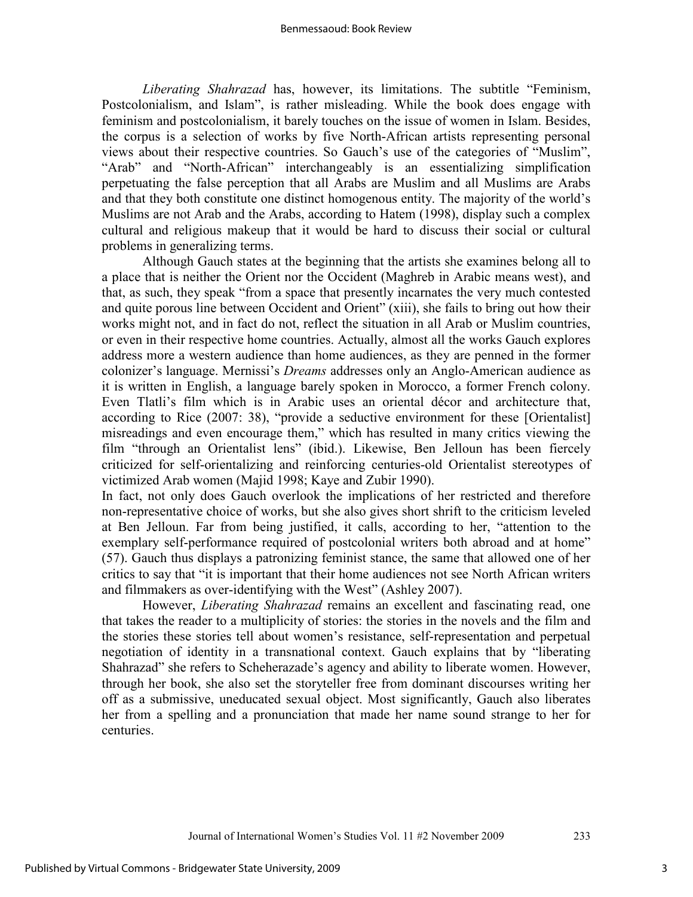*Liberating Shahrazad* has, however, its limitations. The subtitle "Feminism, Postcolonialism, and Islam", is rather misleading. While the book does engage with feminism and postcolonialism, it barely touches on the issue of women in Islam. Besides, the corpus is a selection of works by five North-African artists representing personal views about their respective countries. So Gauch's use of the categories of "Muslim", "Arab" and "North-African" interchangeably is an essentializing simplification perpetuating the false perception that all Arabs are Muslim and all Muslims are Arabs and that they both constitute one distinct homogenous entity. The majority of the world's Muslims are not Arab and the Arabs, according to Hatem (1998), display such a complex cultural and religious makeup that it would be hard to discuss their social or cultural problems in generalizing terms.

Although Gauch states at the beginning that the artists she examines belong all to a place that is neither the Orient nor the Occident (Maghreb in Arabic means west), and that, as such, they speak "from a space that presently incarnates the very much contested and quite porous line between Occident and Orient" (xiii), she fails to bring out how their works might not, and in fact do not, reflect the situation in all Arab or Muslim countries, or even in their respective home countries. Actually, almost all the works Gauch explores address more a western audience than home audiences, as they are penned in the former colonizer's language. Mernissi's *Dreams* addresses only an Anglo-American audience as it is written in English, a language barely spoken in Morocco, a former French colony. Even Tlatli's film which is in Arabic uses an oriental décor and architecture that, according to Rice (2007: 38), "provide a seductive environment for these [Orientalist] misreadings and even encourage them," which has resulted in many critics viewing the film "through an Orientalist lens" (ibid.). Likewise, Ben Jelloun has been fiercely criticized for self-orientalizing and reinforcing centuries-old Orientalist stereotypes of victimized Arab women (Majid 1998; Kaye and Zubir 1990).

In fact, not only does Gauch overlook the implications of her restricted and therefore non-representative choice of works, but she also gives short shrift to the criticism leveled at Ben Jelloun. Far from being justified, it calls, according to her, "attention to the exemplary self-performance required of postcolonial writers both abroad and at home" (57). Gauch thus displays a patronizing feminist stance, the same that allowed one of her critics to say that "it is important that their home audiences not see North African writers and filmmakers as over-identifying with the West" (Ashley 2007).

However, *Liberating Shahrazad* remains an excellent and fascinating read, one that takes the reader to a multiplicity of stories: the stories in the novels and the film and the stories these stories tell about women's resistance, self-representation and perpetual negotiation of identity in a transnational context. Gauch explains that by "liberating Shahrazad" she refers to Scheherazade's agency and ability to liberate women. However, through her book, she also set the storyteller free from dominant discourses writing her off as a submissive, uneducated sexual object. Most significantly, Gauch also liberates her from a spelling and a pronunciation that made her name sound strange to her for centuries.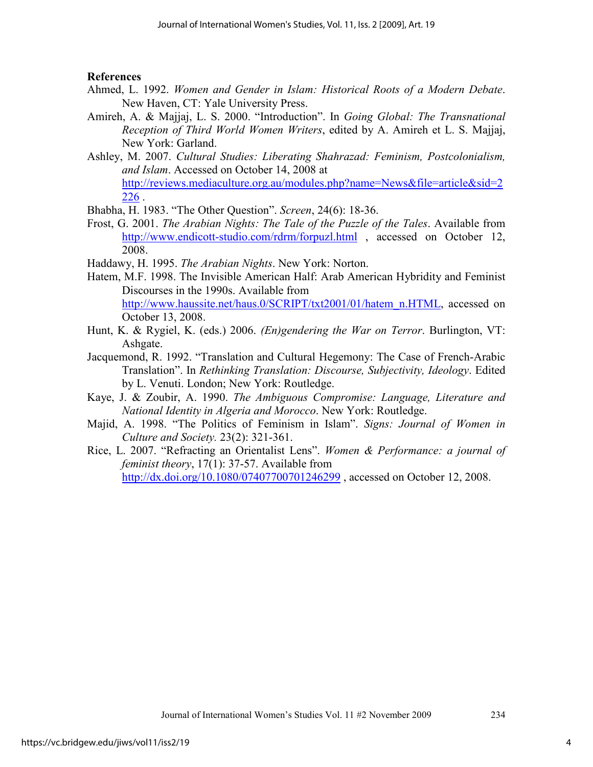**References**

Ahmed, L. 1992. *Women and Gender in Islam: Historical Roots of a Modern Debate*. New Haven, CT: Yale University Press.

Amireh, A. & Majjaj, L. S. 2000. "Introduction". In *Going Global: The Transnational Reception of Third World Women Writers*, edited by A. Amireh et L. S. Majjaj, New York: Garland.

Ashley, M. 2007. *Cultural Studies: Liberating Shahrazad: Feminism, Postcolonialism, and Islam*. Accessed on October 14, 2008 at http://reviews.mediaculture.org.au/modules.php?name=News&file=article&sid=2226 .

Bhabha, H. 1983. "The Other Question". *Screen*, 24(6): 18-36.

Frost, G. 2001. *The Arabian Nights: The Tale of the Puzzle of the Tales*. Available from http://www.endicott-studio.com/rdrm/forpuzl.html , accessed on October 12, 2008.

Haddawy, H. 1995. *The Arabian Nights*. New York: Norton.

Hatem, M.F. 1998. The Invisible American Half: Arab American Hybridity and Feminist Discourses in the 1990s. Available from http://www.haussite.net/haus.0/SCRIPT/txt2001/01/hatem_n.HTML, accessed on October 13, 2008.

Hunt, K. & Rygiel, K. (eds.) 2006. *(En)gendering the War on Terror*. Burlington, VT: Ashgate.

Jacquemond, R. 1992. "Translation and Cultural Hegemony: The Case of French-Arabic Translation". In *Rethinking Translation: Discourse, Subjectivity, Ideology*. Edited by L. Venuti. London; New York: Routledge.

Kaye, J. & Zoubir, A. 1990. *The Ambiguous Compromise: Language, Literature and National Identity in Algeria and Morocco*. New York: Routledge.

Majid, A. 1998. "The Politics of Feminism in Islam". *Signs: Journal of Women in Culture and Society.* 23(2): 321-361.

Rice, L. 2007. "Refracting an Orientalist Lens". *Women & Performance: a journal of feminist theory*, 17(1): 37-57. Available from http://dx.doi.org/10.1080/07407700701246299 , accessed on October 12, 2008.